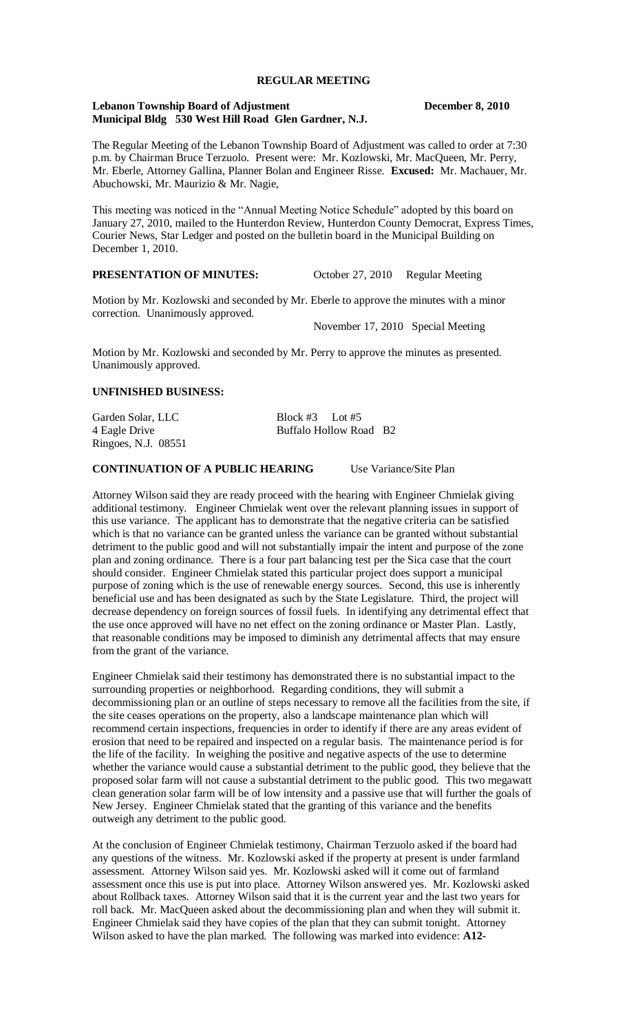# REGULAR MEETING

**Lebanon Township Board of Adjustment** **December 8, 2010**
**Municipal Bldg 530 West Hill Road Glen Gardner, N.J.**

The Regular Meeting of the Lebanon Township Board of Adjustment was called to order at 7:30 p.m. by Chairman Bruce Terzuolo. Present were: Mr. Kozlowski, Mr. MacQueen, Mr. Perry, Mr. Eberle, Attorney Gallina, Planner Bolan and Engineer Risse. **Excused:** Mr. Machauer, Mr. Abuchowski, Mr. Maurizio & Mr. Nagie,

This meeting was noticed in the "Annual Meeting Notice Schedule" adopted by this board on January 27, 2010, mailed to the Hunterdon Review, Hunterdon County Democrat, Express Times, Courier News, Star Ledger and posted on the bulletin board in the Municipal Building on December 1, 2010.

**PRESENTATION OF MINUTES:** October 27, 2010 Regular Meeting

Motion by Mr. Kozlowski and seconded by Mr. Eberle to approve the minutes with a minor correction. Unanimously approved.

November 17, 2010 Special Meeting

Motion by Mr. Kozlowski and seconded by Mr. Perry to approve the minutes as presented. Unanimously approved.

**UNFINISHED BUSINESS:**

Garden Solar, LLC
4 Eagle Drive
Ringoes, N.J. 08551

Block #3 Lot #5
Buffalo Hollow Road B2

**CONTINUATION OF A PUBLIC HEARING** Use Variance/Site Plan

Attorney Wilson said they are ready proceed with the hearing with Engineer Chmielak giving additional testimony. Engineer Chmielak went over the relevant planning issues in support of this use variance. The applicant has to demonstrate that the negative criteria can be satisfied which is that no variance can be granted unless the variance can be granted without substantial detriment to the public good and will not substantially impair the intent and purpose of the zone plan and zoning ordinance. There is a four part balancing test per the Sica case that the court should consider. Engineer Chmielak stated this particular project does support a municipal purpose of zoning which is the use of renewable energy sources. Second, this use is inherently beneficial use and has been designated as such by the State Legislature. Third, the project will decrease dependency on foreign sources of fossil fuels. In identifying any detrimental effect that the use once approved will have no net effect on the zoning ordinance or Master Plan. Lastly, that reasonable conditions may be imposed to diminish any detrimental affects that may ensure from the grant of the variance.

Engineer Chmielak said their testimony has demonstrated there is no substantial impact to the surrounding properties or neighborhood. Regarding conditions, they will submit a decommissioning plan or an outline of steps necessary to remove all the facilities from the site, if the site ceases operations on the property, also a landscape maintenance plan which will recommend certain inspections, frequencies in order to identify if there are any areas evident of erosion that need to be repaired and inspected on a regular basis. The maintenance period is for the life of the facility. In weighing the positive and negative aspects of the use to determine whether the variance would cause a substantial detriment to the public good, they believe that the proposed solar farm will not cause a substantial detriment to the public good. This two megawatt clean generation solar farm will be of low intensity and a passive use that will further the goals of New Jersey. Engineer Chmielak stated that the granting of this variance and the benefits outweigh any detriment to the public good.

At the conclusion of Engineer Chmielak testimony, Chairman Terzuolo asked if the board had any questions of the witness. Mr. Kozlowski asked if the property at present is under farmland assessment. Attorney Wilson said yes. Mr. Kozlowski asked will it come out of farmland assessment once this use is put into place. Attorney Wilson answered yes. Mr. Kozlowski asked about Rollback taxes. Attorney Wilson said that it is the current year and the last two years for roll back. Mr. MacQueen asked about the decommissioning plan and when they will submit it. Engineer Chmielak said they have copies of the plan that they can submit tonight. Attorney Wilson asked to have the plan marked. The following was marked into evidence: **A12-**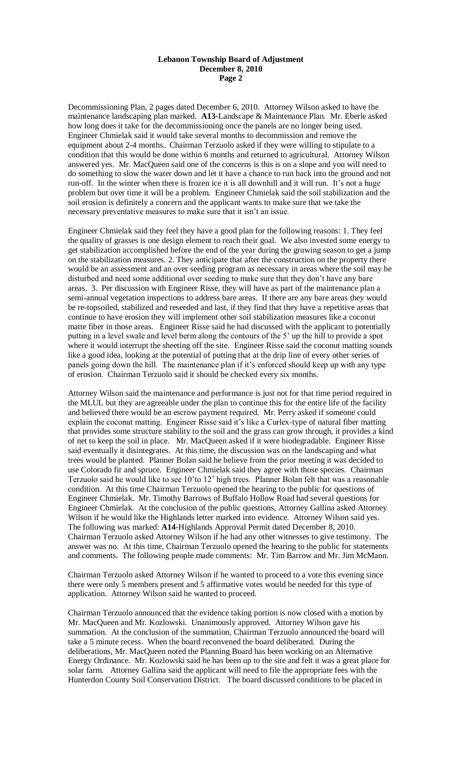Decommissioning Plan, 2 pages dated December 6, 2010. Attorney Wilson asked to have the maintenance landscaping plan marked. **A13**-Landscape & Maintenance Plan. Mr. Eberle asked how long does it take for the decommissioning once the panels are no longer being used. Engineer Chmielak said it would take several months to decommission and remove the equipment about 2-4 months. Chairman Terzuolo asked if they were willing to stipulate to a condition that this would be done within 6 months and returned to agricultural. Attorney Wilson answered yes. Mr. MacQueen said one of the concerns is this is on a slope and you will need to do something to slow the water down and let it have a chance to run back into the ground and not run-off. In the winter when there is frozen ice it is all downhill and it will run. It's not a huge problem but over time it will be a problem. Engineer Chmielak said the soil stabilization and the soil erosion is definitely a concern and the applicant wants to make sure that we take the necessary preventative measures to make sure that it isn't an issue.

Engineer Chmielak said they feel they have a good plan for the following reasons: 1. They feel the quality of grasses is one design element to reach their goal. We also invested some energy to get stabilization accomplished before the end of the year during the growing season to get a jump on the stabilization measures. 2. They anticipate that after the construction on the property there would be an assessment and an over seeding program as necessary in areas where the soil may be disturbed and need some additional over seeding to make sure that they don't have any bare areas. 3. Per discussion with Engineer Risse, they will have as part of the maintenance plan a semi-annual vegetation inspections to address bare areas. If there are any bare areas they would be re-topsoiled, stabilized and reseeded and last, if they find that they have a repetitive areas that continue to have erosion they will implement other soil stabilization measures like a coconut matte fiber in those areas. Engineer Risse said he had discussed with the applicant to potentially putting in a level swale and level berm along the contours of the 5' up the hill to provide a spot where it would interrupt the sheeting off the site. Engineer Risse said the coconut matting sounds like a good idea, looking at the potential of putting that at the drip line of every other series of panels going down the hill. The maintenance plan if it's enforced should keep up with any type of erosion. Chairman Terzuolo said it should be checked every six months.

Attorney Wilson said the maintenance and performance is just not for that time period required in the MLUL but they are agreeable under the plan to continue this for the entire life of the facility and believed there would be an escrow payment required. Mr. Perry asked if someone could explain the coconut matting. Engineer Risse said it's like a Curlex-type of natural fiber matting that provides some structure stability to the soil and the grass can grow through, it provides a kind of net to keep the soil in place. Mr. MacQueen asked if it were biodegradable. Engineer Risse said eventually it disintegrates. At this time, the discussion was on the landscaping and what trees would be planted. Planner Bolan said he believe from the prior meeting it was decided to use Colorado fir and spruce. Engineer Chmielak said they agree with those species. Chairman Terzuolo said he would like to see 10'to 12' high trees. Planner Bolan felt that was a reasonable condition. At this time Chairman Terzuolo opened the hearing to the public for questions of Engineer Chmielak. Mr. Timothy Barrows of Buffalo Hollow Road had several questions for Engineer Chmielak. At the conclusion of the public questions, Attorney Gallina asked Attorney Wilson if he would like the Highlands letter marked into evidence. Attorney Wilson said yes. The following was marked: **A14**-Highlands Approval Permit dated December 8, 2010. Chairman Terzuolo asked Attorney Wilson if he had any other witnesses to give testimony. The answer was no. At this time, Chairman Terzuolo opened the hearing to the public for statements and comments. The following people made comments: Mr. Tim Barrow and Mr. Jim McMann.

Chairman Terzuolo asked Attorney Wilson if he wanted to proceed to a vote this evening since there were only 5 members present and 5 affirmative votes would be needed for this type of application. Attorney Wilson said he wanted to proceed.

Chairman Terzuolo announced that the evidence taking portion is now closed with a motion by Mr. MacQueen and Mr. Kozlowski. Unanimously approved. Attorney Wilson gave his summation. At the conclusion of the summation, Chairman Terzuolo announced the board will take a 5 minute recess. When the board reconvened the board deliberated. During the deliberations, Mr. MacQueen noted the Planning Board has been working on an Alternative Energy Ordinance. Mr. Kozlowski said he has been up to the site and felt it was a great place for solar farm. Attorney Gallina said the applicant will need to file the appropriate fees with the Hunterdon County Soil Conservation District. The board discussed conditions to be placed in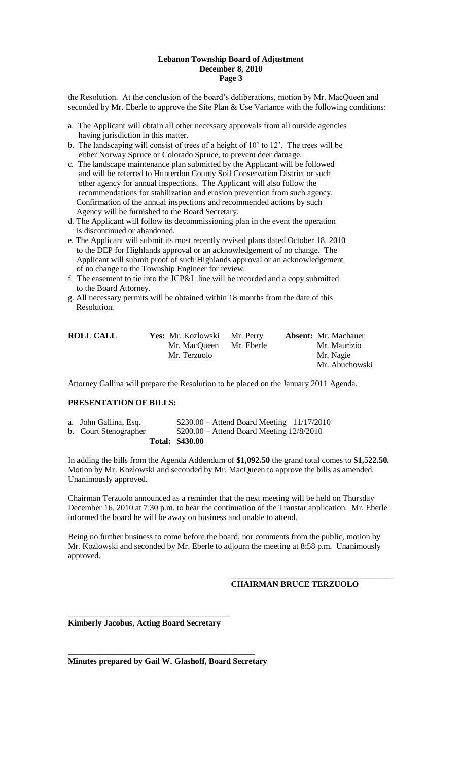the Resolution. At the conclusion of the board's deliberations, motion by Mr. MacQueen and seconded by Mr. Eberle to approve the Site Plan & Use Variance with the following conditions:

a. The Applicant will obtain all other necessary approvals from all outside agencies having jurisdiction in this matter.
b. The landscaping will consist of trees of a height of 10' to 12'. The trees will be either Norway Spruce or Colorado Spruce, to prevent deer damage.
c. The landscape maintenance plan submitted by the Applicant will be followed and will be referred to Hunterdon County Soil Conservation District or such other agency for annual inspections. The Applicant will also follow the recommendations for stabilization and erosion prevention from such agency. Confirmation of the annual inspections and recommended actions by such Agency will be furnished to the Board Secretary.
d. The Applicant will follow its decommissioning plan in the event the operation is discontinued or abandoned.
e. The Applicant will submit its most recently revised plans dated October 18. 2010 to the DEP for Highlands approval or an acknowledgement of no change. The Applicant will submit proof of such Highlands approval or an acknowledgement of no change to the Township Engineer for review.
f. The easement to tie into the JCP&L line will be recorded and a copy submitted to the Board Attorney.
g. All necessary permits will be obtained within 18 months from the date of this Resolution.

| | | | |
|---|---|---|---|
| **ROLL CALL** | **Yes:** Mr. Kozlowski | Mr. Perry | **Absent:** Mr. Machauer |
| | Mr. MacQueen | Mr. Eberle | Mr. Maurizio |
| | Mr. Terzuolo | | Mr. Nagie |
| | | | Mr. Abuchowski |

Attorney Gallina will prepare the Resolution to be placed on the January 2011 Agenda.

**PRESENTATION OF BILLS:**

| | | |
|---|---|---|
| a. John Gallina, Esq. | $230.00 – Attend Board Meeting | 11/17/2010 |
| b. Court Stenographer | $200.00 – Attend Board Meeting 12/8/2010 | |
| **Total:** | **$430.00** | |

In adding the bills from the Agenda Addendum of **$1,092.50** the grand total comes to **$1,522.50.** Motion by Mr. Kozlowski and seconded by Mr. MacQueen to approve the bills as amended. Unanimously approved.

Chairman Terzuolo announced as a reminder that the next meeting will be held on Thursday December 16, 2010 at 7:30 p.m. to hear the continuation of the Transtar application. Mr. Eberle informed the board he will be away on business and unable to attend.

Being no further business to come before the board, nor comments from the public, motion by Mr. Kozlowski and seconded by Mr. Eberle to adjourn the meeting at 8:58 p.m. Unanimously approved.

\_\_\_\_\_\_\_\_\_\_\_\_\_\_\_\_\_\_\_\_\_\_\_\_\_\_\_\_\_\_\_\_\_\_\_\_\_\_\_\_

**CHAIRMAN BRUCE TERZUOLO**

\_\_\_\_\_\_\_\_\_\_\_\_\_\_\_\_\_\_\_\_\_\_\_\_\_\_\_\_\_\_\_\_\_\_\_\_\_\_\_\_

**Kimberly Jacobus, Acting Board Secretary**

\_\_\_\_\_\_\_\_\_\_\_\_\_\_\_\_\_\_\_\_\_\_\_\_\_\_\_\_\_\_\_\_\_\_\_\_\_\_\_\_

**Minutes prepared by Gail W. Glashoff, Board Secretary**